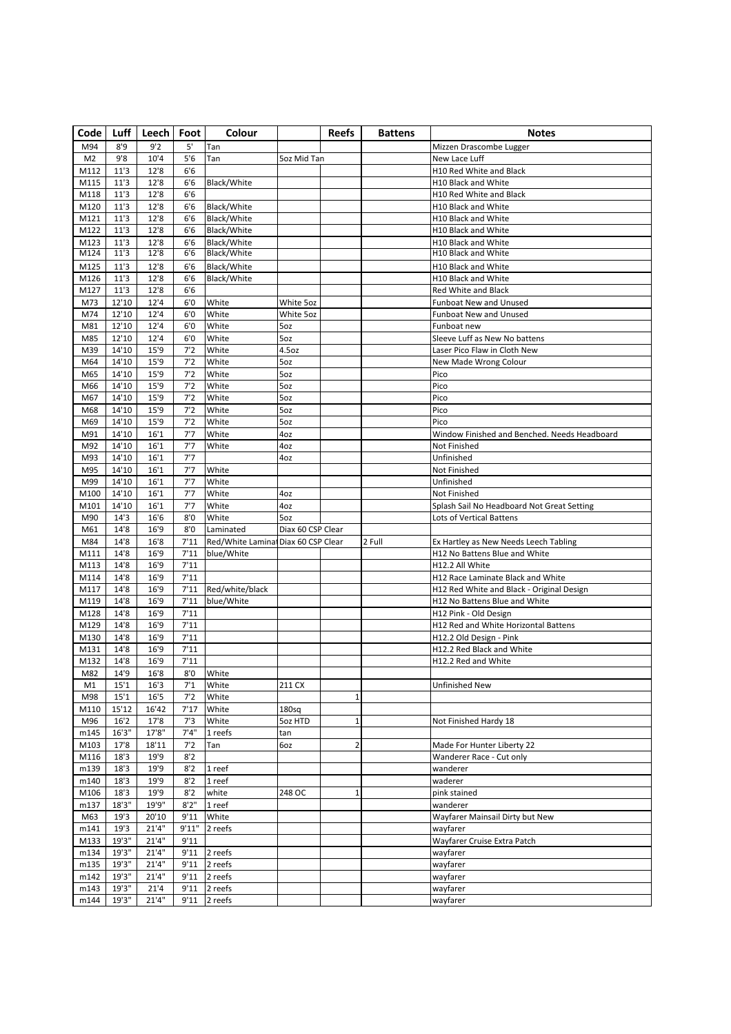| Code | Luff | Leech | Foot | Colour | | Reefs | Battens | Notes |
|---|---|---|---|---|---|---|---|---|
| M94 | 8'9 | 9'2 | 5' | Tan | | | | Mizzen Drascombe Lugger |
| M2 | 9'8 | 10'4 | 5'6 | Tan | 5oz Mid Tan | | | New Lace Luff |
| M112 | 11'3 | 12'8 | 6'6 | | | | | H10 Red White and Black |
| M115 | 11'3 | 12'8 | 6'6 | Black/White | | | | H10 Black and White |
| M118 | 11'3 | 12'8 | 6'6 | | | | | H10 Red White and Black |
| M120 | 11'3 | 12'8 | 6'6 | Black/White | | | | H10 Black and White |
| M121 | 11'3 | 12'8 | 6'6 | Black/White | | | | H10 Black and White |
| M122 | 11'3 | 12'8 | 6'6 | Black/White | | | | H10 Black and White |
| M123 | 11'3 | 12'8 | 6'6 | Black/White | | | | H10 Black and White |
| M124 | 11'3 | 12'8 | 6'6 | Black/White | | | | H10 Black and White |
| M125 | 11'3 | 12'8 | 6'6 | Black/White | | | | H10 Black and White |
| M126 | 11'3 | 12'8 | 6'6 | Black/White | | | | H10 Black and White |
| M127 | 11'3 | 12'8 | 6'6 | | | | | Red White and Black |
| M73 | 12'10 | 12'4 | 6'0 | White | White 5oz | | | Funboat New and Unused |
| M74 | 12'10 | 12'4 | 6'0 | White | White 5oz | | | Funboat New and Unused |
| M81 | 12'10 | 12'4 | 6'0 | White | 5oz | | | Funboat new |
| M85 | 12'10 | 12'4 | 6'0 | White | 5oz | | | Sleeve Luff as New No battens |
| M39 | 14'10 | 15'9 | 7'2 | White | 4.5oz | | | Laser Pico Flaw in Cloth New |
| M64 | 14'10 | 15'9 | 7'2 | White | 5oz | | | New Made Wrong Colour |
| M65 | 14'10 | 15'9 | 7'2 | White | 5oz | | | Pico |
| M66 | 14'10 | 15'9 | 7'2 | White | 5oz | | | Pico |
| M67 | 14'10 | 15'9 | 7'2 | White | 5oz | | | Pico |
| M68 | 14'10 | 15'9 | 7'2 | White | 5oz | | | Pico |
| M69 | 14'10 | 15'9 | 7'2 | White | 5oz | | | Pico |
| M91 | 14'10 | 16'1 | 7'7 | White | 4oz | | | Window Finished and Benched. Needs Headboard |
| M92 | 14'10 | 16'1 | 7'7 | White | 4oz | | | Not Finished |
| M93 | 14'10 | 16'1 | 7'7 | | 4oz | | | Unfinished |
| M95 | 14'10 | 16'1 | 7'7 | White | | | | Not Finished |
| M99 | 14'10 | 16'1 | 7'7 | White | | | | Unfinished |
| M100 | 14'10 | 16'1 | 7'7 | White | 4oz | | | Not Finished |
| M101 | 14'10 | 16'1 | 7'7 | White | 4oz | | | Splash Sail No Headboard Not Great Setting |
| M90 | 14'3 | 16'6 | 8'0 | White | 5oz | | | Lots of Vertical Battens |
| M61 | 14'8 | 16'9 | 8'0 | Laminated | Diax 60 CSP Clear | | | |
| M84 | 14'8 | 16'8 | 7'11 | Red/White Laminat | Diax 60 CSP Clear | | 2 Full | Ex Hartley as New Needs Leech Tabling |
| M111 | 14'8 | 16'9 | 7'11 | blue/White | | | | H12 No Battens Blue and White |
| M113 | 14'8 | 16'9 | 7'11 | | | | | H12.2 All White |
| M114 | 14'8 | 16'9 | 7'11 | | | | | H12 Race Laminate Black and White |
| M117 | 14'8 | 16'9 | 7'11 | Red/white/black | | | | H12 Red White and Black - Original Design |
| M119 | 14'8 | 16'9 | 7'11 | blue/White | | | | H12 No Battens Blue and White |
| M128 | 14'8 | 16'9 | 7'11 | | | | | H12 Pink - Old Design |
| M129 | 14'8 | 16'9 | 7'11 | | | | | H12 Red and White Horizontal Battens |
| M130 | 14'8 | 16'9 | 7'11 | | | | | H12.2 Old Design - Pink |
| M131 | 14'8 | 16'9 | 7'11 | | | | | H12.2 Red Black and White |
| M132 | 14'8 | 16'9 | 7'11 | | | | | H12.2 Red and White |
| M82 | 14'9 | 16'8 | 8'0 | White | | | | |
| M1 | 15'1 | 16'3 | 7'1 | White | 211 CX | | | Unfinished New |
| M98 | 15'1 | 16'5 | 7'2 | White | | 1 | | |
| M110 | 15'12 | 16'42 | 7'17 | White | 180sq | | | |
| M96 | 16'2 | 17'8 | 7'3 | White | 5oz HTD | 1 | | Not Finished Hardy 18 |
| m145 | 16'3" | 17'8" | 7'4" | 1 reefs | tan | | | |
| M103 | 17'8 | 18'11 | 7'2 | Tan | 6oz | 2 | | Made For Hunter Liberty 22 |
| M116 | 18'3 | 19'9 | 8'2 | | | | | Wanderer Race - Cut only |
| m139 | 18'3 | 19'9 | 8'2 | 1 reef | | | | wanderer |
| m140 | 18'3 | 19'9 | 8'2 | 1 reef | | | | waderer |
| M106 | 18'3 | 19'9 | 8'2 | white | 248 OC | 1 | | pink stained |
| m137 | 18'3" | 19'9" | 8'2" | 1 reef | | | | wanderer |
| M63 | 19'3 | 20'10 | 9'11 | White | | | | Wayfarer Mainsail Dirty but New |
| m141 | 19'3 | 21'4" | 9'11" | 2 reefs | | | | wayfarer |
| M133 | 19'3" | 21'4" | 9'11 | | | | | Wayfarer Cruise Extra Patch |
| m134 | 19'3" | 21'4" | 9'11 | 2 reefs | | | | wayfarer |
| m135 | 19'3" | 21'4" | 9'11 | 2 reefs | | | | wayfarer |
| m142 | 19'3" | 21'4" | 9'11 | 2 reefs | | | | wayfarer |
| m143 | 19'3" | 21'4 | 9'11 | 2 reefs | | | | wayfarer |
| m144 | 19'3" | 21'4" | 9'11 | 2 reefs | | | | wayfarer |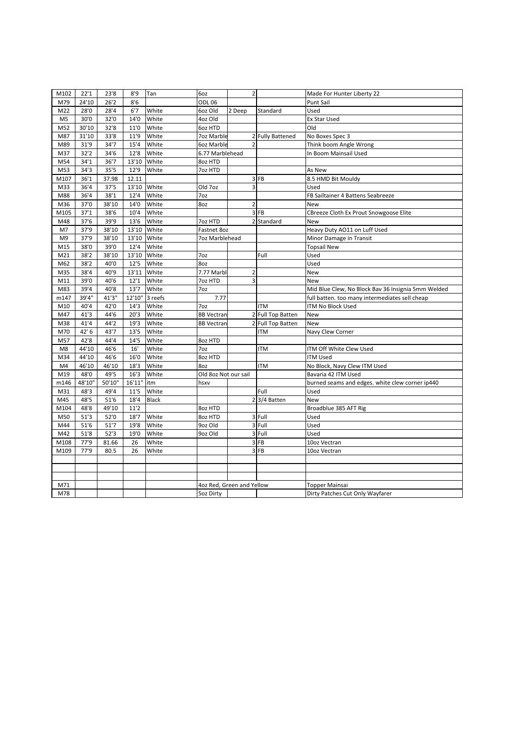| | | | | | | | | |
|---|---|---|---|---|---|---|---|---|
| M102 | 22'1 | 23'8 | 8'9 | Tan | 6oz | 2 | | Made For Hunter Liberty 22 |
| M79 | 24'10 | 26'2 | 8'6 | | ODL 06 | | | Punt Sail |
| M22 | 28'0 | 28'4 | 6'7 | White | 6oz Old | 2 Deep | Standard | Used |
| M5 | 30'0 | 32'0 | 14'0 | White | 4oz Old | | | Ex Star Used |
| M52 | 30'10 | 32'8 | 11'0 | White | 6oz HTD | | | Old |
| M87 | 31'10 | 33'8 | 11'9 | White | 7oz Marble | 2 | Fully Battened | No Boxes Spec 3 |
| M89 | 31'9 | 34'7 | 15'4 | White | 6oz Marble | 2 | | Think boom Angle Wrong |
| M37 | 32'2 | 34'6 | 12'8 | White | 6.77 Marblehead | | | In Boom Mainsail Used |
| M54 | 34'1 | 36'7 | 13'10 | White | 8oz HTD | | | |
| M53 | 34'3 | 35'5 | 12'9 | White | 7oz HTD | | | As New |
| M107 | 36'1 | 37.98 | 12.11 | | | 3 | FB | 8.5 HMD Bit Mouldy |
| M33 | 36'4 | 37'5 | 13'10 | White | Old 7oz | 3 | | Used |
| M88 | 36'4 | 38'1 | 12'4 | White | 7oz | | | FB Sailtainer 4 Battens Seabreeze |
| M36 | 37'0 | 38'10 | 14'0 | White | 8oz | 2 | | New |
| M105 | 37'1 | 38'6 | 10'4 | White | | 3 | FB | CBreeze Cloth Ex Prout Snowgoose Elite |
| M48 | 37'6 | 39'9 | 13'6 | White | 7oz HTD | 2 | Standard | New |
| M7 | 37'9 | 38'10 | 13'10 | White | Fastnet 8oz | | | Heavy Duty AO11 on Luff Used |
| M9 | 37'9 | 38'10 | 13'10 | White | 7oz Marblehead | | | Minor Damage in Transit |
| M15 | 38'0 | 39'0 | 12'4 | White | | | | Topsail New |
| M21 | 38'2 | 38'10 | 13'10 | White | 7oz | | Full | Used |
| M62 | 38'2 | 40'0 | 12'5 | White | 8oz | | | Used |
| M35 | 38'4 | 40'9 | 13'11 | White | 7.77 Marbl | 2 | | New |
| M11 | 39'0 | 40'6 | 12'1 | White | 7oz HTD | 3 | | New |
| M83 | 39'4 | 40'8 | 13'7 | White | 7oz | | | Mid Blue Clew, No Block Bav 36 Insignia 5mm Welded |
| m147 | 39'4" | 41'3" | 12'10" | 3 reefs | 7.77 | | | full batten. too many intermediates sell cheap |
| M10 | 40'4 | 42'0 | 14'3 | White | 7oz | | ITM | ITM No Block Used |
| M47 | 41'3 | 44'6 | 20'3 | White | BB Vectran | 2 | Full Top Batten | New |
| M38 | 41'4 | 44'2 | 19'3 | White | BB Vectran | 2 | Full Top Batten | New |
| M70 | 42' 6 | 43'7 | 13'5 | White | | | ITM | Navy Clew Corner |
| M57 | 42'8 | 44'4 | 14'5 | White | 8oz HTD | | | |
| M8 | 44'10 | 46'6 | 16' | White | 7oz | | ITM | ITM Off White Clew Used |
| M34 | 44'10 | 46'6 | 16'0 | White | 8oz HTD | | | ITM Used |
| M4 | 46'10 | 46'10 | 18'3 | White | 8oz | | ITM | No Block, Navy Clew ITM Used |
| M19 | 48'0 | 49'5 | 16'3 | White | Old 8oz Not our sail | | | Bavaria 42 ITM Used |
| m146 | 48'10" | 50'10" | 16'11" | itm | hsxv | | | burned seams and edges. white clew corner ip440 |
| M31 | 48'3 | 49'4 | 11'5 | White | | | Full | Used |
| M45 | 48'5 | 51'6 | 18'4 | Black | | 2 | 3/4 Batten | New |
| M104 | 48'8 | 49'10 | 11'2 | | 8oz HTD | | | Broadblue 385 AFT Rig |
| M50 | 51'3 | 52'0 | 18'7 | White | 8oz HTD | 3 | Full | Used |
| M44 | 51'6 | 51'7 | 19'8 | White | 9oz Old | 3 | Full | Used |
| M42 | 51'8 | 52'3 | 19'0 | White | 9oz Old | 3 | Full | Used |
| M108 | 77'9 | 81.66 | 26 | White | | 3 | FB | 10oz Vectran |
| M109 | 77'9 | 80.5 | 26 | White | | 3 | FB | 10oz Vectran |
| | | | | | | | | |
| | | | | | | | | |
| | | | | | | | | |
| M71 | | | | | 4oz Red, Green and Yellow | | | Topper Mainsai |
| M78 | | | | | 5oz Dirty | | | Dirty Patches Cut Only Wayfarer |